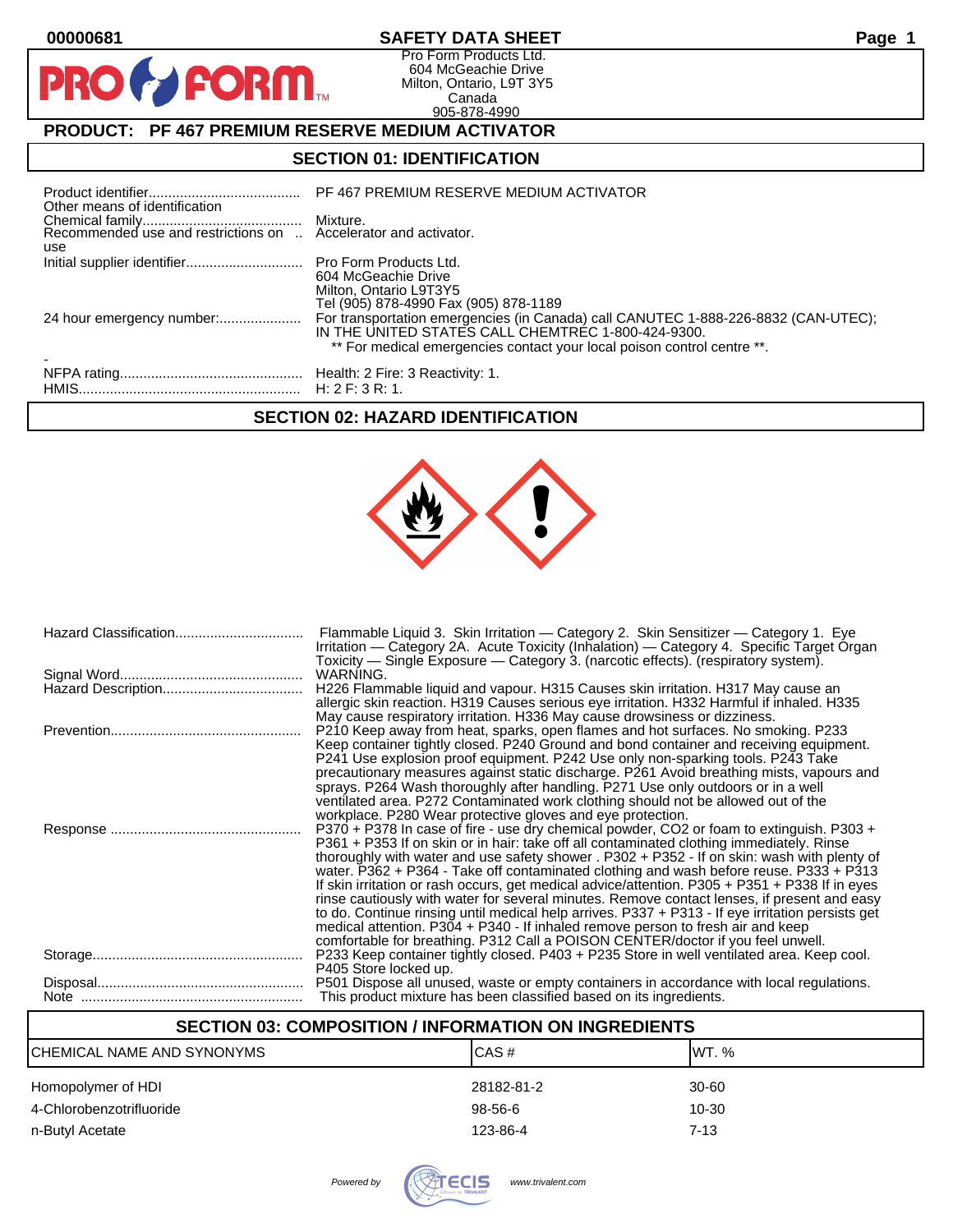00000681

# SAFETY DATA SHEET

Pro Form Products Ltd.
604 McGeachie Drive
Milton, Ontario, L9T 3Y5
Canada
905-878-4990

## PRODUCT: PF 467 PREMIUM RESERVE MEDIUM ACTIVATOR

## SECTION 01: IDENTIFICATION

| | |
|---|---|
| Product identifier | PF 467 PREMIUM RESERVE MEDIUM ACTIVATOR |
| Other means of identification | |
| Chemical family | Mixture. |
| Recommended use and restrictions on use | Accelerator and activator. |
| Initial supplier identifier | Pro Form Products Ltd.<br>604 McGeachie Drive<br>Milton, Ontario L9T3Y5<br>Tel (905) 878-4990 Fax (905) 878-1189 |
| 24 hour emergency number: | For transportation emergencies (in Canada) call CANUTEC 1-888-226-8832 (CAN-UTEC); IN THE UNITED STATES CALL CHEMTREC 1-800-424-9300.<br>** For medical emergencies contact your local poison control centre **. |
| - | |
| NFPA rating | Health: 2 Fire: 3 Reactivity: 1. |
| HMIS | H: 2 F: 3 R: 1. |

## SECTION 02: HAZARD IDENTIFICATION

| | |
|---|---|
| Hazard Classification | Flammable Liquid 3. Skin Irritation — Category 2. Skin Sensitizer — Category 1. Eye Irritation — Category 2A. Acute Toxicity (Inhalation) — Category 4. Specific Target Organ Toxicity — Single Exposure — Category 3. (narcotic effects). (respiratory system). |
| Signal Word | WARNING. |
| Hazard Description | H226 Flammable liquid and vapour. H315 Causes skin irritation. H317 May cause an allergic skin reaction. H319 Causes serious eye irritation. H332 Harmful if inhaled. H335 May cause respiratory irritation. H336 May cause drowsiness or dizziness. |
| Prevention | P210 Keep away from heat, sparks, open flames and hot surfaces. No smoking. P233 Keep container tightly closed. P240 Ground and bond container and receiving equipment. P241 Use explosion proof equipment. P242 Use only non-sparking tools. P243 Take precautionary measures against static discharge. P261 Avoid breathing mists, vapours and sprays. P264 Wash thoroughly after handling. P271 Use only outdoors or in a well ventilated area. P272 Contaminated work clothing should not be allowed out of the workplace. P280 Wear protective gloves and eye protection. |
| Response | P370 + P378 In case of fire - use dry chemical powder, CO2 or foam to extinguish. P303 + P361 + P353 If on skin or in hair: take off all contaminated clothing immediately. Rinse thoroughly with water and use safety shower . P302 + P352 - If on skin: wash with plenty of water. P362 + P364 - Take off contaminated clothing and wash before reuse. P333 + P313 If skin irritation or rash occurs, get medical advice/attention. P305 + P351 + P338 If in eyes rinse cautiously with water for several minutes. Remove contact lenses, if present and easy to do. Continue rinsing until medical help arrives. P337 + P313 - If eye irritation persists get medical attention. P304 + P340 - If inhaled remove person to fresh air and keep comfortable for breathing. P312 Call a POISON CENTER/doctor if you feel unwell. |
| Storage | P233 Keep container tightly closed. P403 + P235 Store in well ventilated area. Keep cool. P405 Store locked up. |
| Disposal | P501 Dispose all unused, waste or empty containers in accordance with local regulations. |
| Note | This product mixture has been classified based on its ingredients. |

## SECTION 03: COMPOSITION / INFORMATION ON INGREDIENTS

| CHEMICAL NAME AND SYNONYMS | CAS # | WT. % |
|---|---|---|
| Homopolymer of HDI | 28182-81-2 | 30-60 |
| 4-Chlorobenzotrifluoride | 98-56-6 | 10-30 |
| n-Butyl Acetate | 123-86-4 | 7-13 |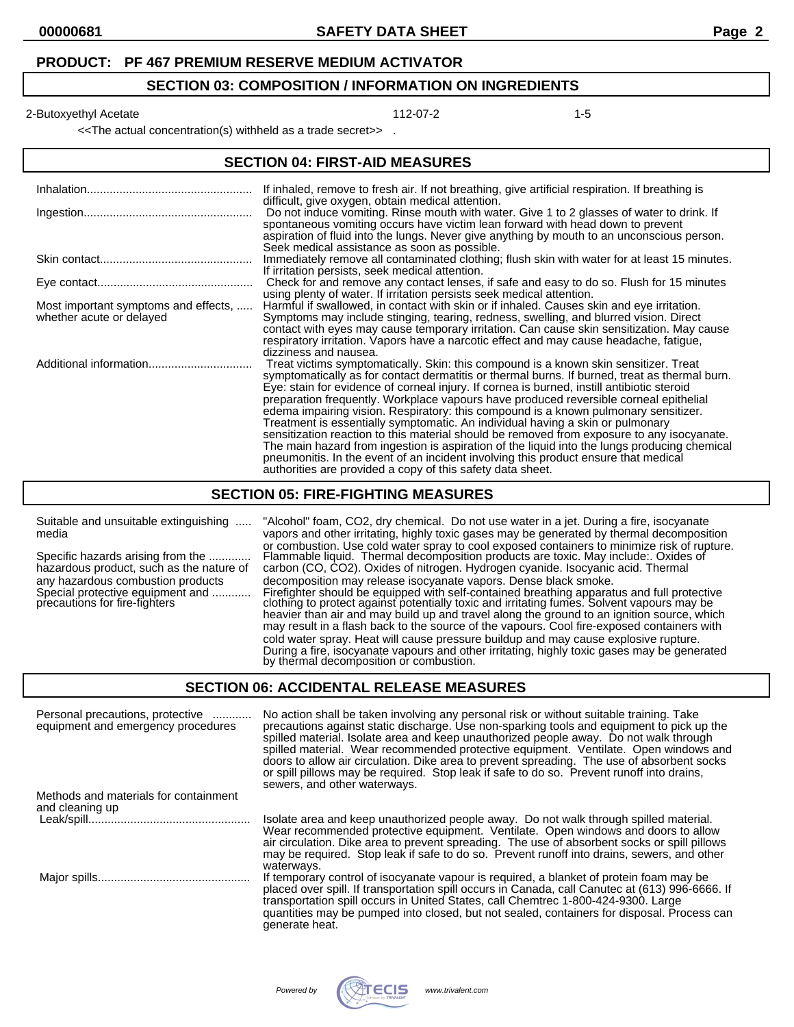**PRODUCT: PF 467 PREMIUM RESERVE MEDIUM ACTIVATOR**

## SECTION 03: COMPOSITION / INFORMATION ON INGREDIENTS

| | | |
|---|---|---|
| 2-Butoxyethyl Acetate | 112-07-2 | 1-5 |

<<The actual concentration(s) withheld as a trade secret>> .

## SECTION 04: FIRST-AID MEASURES

| | |
|---|---|
| Inhalation | If inhaled, remove to fresh air. If not breathing, give artificial respiration. If breathing is difficult, give oxygen, obtain medical attention. |
| Ingestion | Do not induce vomiting. Rinse mouth with water. Give 1 to 2 glasses of water to drink. If spontaneous vomiting occurs have victim lean forward with head down to prevent aspiration of fluid into the lungs. Never give anything by mouth to an unconscious person. Seek medical assistance as soon as possible. |
| Skin contact | Immediately remove all contaminated clothing; flush skin with water for at least 15 minutes. If irritation persists, seek medical attention. |
| Eye contact | Check for and remove any contact lenses, if safe and easy to do so. Flush for 15 minutes using plenty of water. If irritation persists seek medical attention. |
| Most important symptoms and effects, whether acute or delayed | Harmful if swallowed, in contact with skin or if inhaled. Causes skin and eye irritation. Symptoms may include stinging, tearing, redness, swelling, and blurred vision. Direct contact with eyes may cause temporary irritation. Can cause skin sensitization. May cause respiratory irritation. Vapors have a narcotic effect and may cause headache, fatigue, dizziness and nausea. |
| Additional information | Treat victims symptomatically. Skin: this compound is a known skin sensitizer. Treat symptomatically as for contact dermatitis or thermal burns. If burned, treat as thermal burn. Eye: stain for evidence of corneal injury. If cornea is burned, instill antibiotic steroid preparation frequently. Workplace vapours have produced reversible corneal epithelial edema impairing vision. Respiratory: this compound is a known pulmonary sensitizer. Treatment is essentially symptomatic. An individual having a skin or pulmonary sensitization reaction to this material should be removed from exposure to any isocyanate. The main hazard from ingestion is aspiration of the liquid into the lungs producing chemical pneumonitis. In the event of an incident involving this product ensure that medical authorities are provided a copy of this safety data sheet. |

## SECTION 05: FIRE-FIGHTING MEASURES

| | |
|---|---|
| Suitable and unsuitable extinguishing media | "Alcohol" foam, $CO_2$, dry chemical. Do not use water in a jet. During a fire, isocyanate vapors and other irritating, highly toxic gases may be generated by thermal decomposition or combustion. Use cold water spray to cool exposed containers to minimize risk of rupture. |
| Specific hazards arising from the hazardous product, such as the nature of any hazardous combustion products | Flammable liquid. Thermal decomposition products are toxic. May include:. Oxides of carbon (CO, $CO_2$). Oxides of nitrogen. Hydrogen cyanide. Isocyanic acid. Thermal decomposition may release isocyanate vapors. Dense black smoke. |
| Special protective equipment and precautions for fire-fighters | Firefighter should be equipped with self-contained breathing apparatus and full protective clothing to protect against potentially toxic and irritating fumes. Solvent vapours may be heavier than air and may build up and travel along the ground to an ignition source, which may result in a flash back to the source of the vapours. Cool fire-exposed containers with cold water spray. Heat will cause pressure buildup and may cause explosive rupture. During a fire, isocyanate vapours and other irritating, highly toxic gases may be generated by thermal decomposition or combustion. |

## SECTION 06: ACCIDENTAL RELEASE MEASURES

| | |
|---|---|
| Personal precautions, protective equipment and emergency procedures | No action shall be taken involving any personal risk or without suitable training. Take precautions against static discharge. Use non-sparking tools and equipment to pick up the spilled material. Isolate area and keep unauthorized people away. Do not walk through spilled material. Wear recommended protective equipment. Ventilate. Open windows and doors to allow air circulation. Dike area to prevent spreading. The use of absorbent socks or spill pillows may be required. Stop leak if safe to do so. Prevent runoff into drains, sewers, and other waterways. |
| Methods and materials for containment and cleaning up | |
| Leak/spill | Isolate area and keep unauthorized people away. Do not walk through spilled material. Wear recommended protective equipment. Ventilate. Open windows and doors to allow air circulation. Dike area to prevent spreading. The use of absorbent socks or spill pillows may be required. Stop leak if safe to do so. Prevent runoff into drains, sewers, and other waterways. |
| Major spills | If temporary control of isocyanate vapour is required, a blanket of protein foam may be placed over spill. If transportation spill occurs in Canada, call Canutec at (613) 996-6666. If transportation spill occurs in United States, call Chemtrec 1-800-424-9300. Large quantities may be pumped into closed, but not sealed, containers for disposal. Process can generate heat. |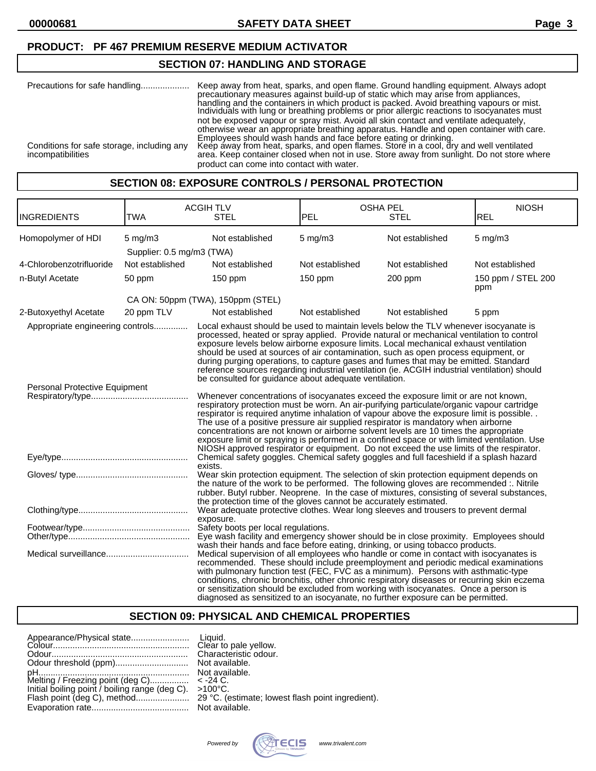**PRODUCT: PF 467 PREMIUM RESERVE MEDIUM ACTIVATOR**

## SECTION 07: HANDLING AND STORAGE

Precautions for safe handling.................... Keep away from heat, sparks, and open flame. Ground handling equipment. Always adopt precautionary measures against build-up of static which may arise from appliances, handling and the containers in which product is packed. Avoid breathing vapours or mist. Individuals with lung or breathing problems or prior allergic reactions to isocyanates must not be exposed vapour or spray mist. Avoid all skin contact and ventilate adequately, otherwise wear an appropriate breathing apparatus. Handle and open container with care. Employees should wash hands and face before eating or drinking.

Conditions for safe storage, including any incompatibilities: Keep away from heat, sparks, and open flames. Store in a cool, dry and well ventilated area. Keep container closed when not in use. Store away from sunlight. Do not store where product can come into contact with water.

## SECTION 08: EXPOSURE CONTROLS / PERSONAL PROTECTION

| INGREDIENTS | ACGIH TLV TWA | ACGIH TLV STEL | OSHA PEL PEL | OSHA PEL STEL | NIOSH REL |
|---|---|---|---|---|---|
| Homopolymer of HDI | 5 mg/m3 | Not established | 5 mg/m3 | Not established | 5 mg/m3 |
| | Supplier: 0.5 mg/m3 (TWA) | | | | |
| 4-Chlorobenzotrifluoride | Not established | Not established | Not established | Not established | Not established |
| n-Butyl Acetate | 50 ppm | 150 ppm | 150 ppm | 200 ppm | 150 ppm / STEL 200 ppm |
| | CA ON: 50ppm (TWA), 150ppm (STEL) | | | | |
| 2-Butoxyethyl Acetate | 20 ppm TLV | Not established | Not established | Not established | 5 ppm |

Appropriate engineering controls.............. Local exhaust should be used to maintain levels below the TLV whenever isocyanate is processed, heated or spray applied. Provide natural or mechanical ventilation to control exposure levels below airborne exposure limits. Local mechanical exhaust ventilation should be used at sources of air contamination, such as open process equipment, or during purging operations, to capture gases and fumes that may be emitted. Standard reference sources regarding industrial ventilation (ie. ACGIH industrial ventilation) should be consulted for guidance about adequate ventilation.

Personal Protective Equipment

Respiratory/type........................................ Whenever concentrations of isocyanates exceed the exposure limit or are not known, respiratory protection must be worn. An air-purifying particulate/organic vapour cartridge respirator is required anytime inhalation of vapour above the exposure limit is possible. . The use of a positive pressure air supplied respirator is mandatory when airborne concentrations are not known or airborne solvent levels are 10 times the appropriate exposure limit or spraying is performed in a confined space or with limited ventilation. Use NIOSH approved respirator or equipment. Do not exceed the use limits of the respirator.

Eye/type.................................................... Chemical safety goggles. Chemical safety goggles and full faceshield if a splash hazard exists.

Gloves/ type............................................. Wear skin protection equipment. The selection of skin protection equipment depends on the nature of the work to be performed. The following gloves are recommended :. Nitrile rubber. Butyl rubber. Neoprene. In the case of mixtures, consisting of several substances, the protection time of the gloves cannot be accurately estimated.

Clothing/type............................................ Wear adequate protective clothes. Wear long sleeves and trousers to prevent dermal exposure.

Footwear/type........................................... Safety boots per local regulations.

Other/type................................................. Eye wash facility and emergency shower should be in close proximity. Employees should wash their hands and face before eating, drinking, or using tobacco products.

Medical surveillance.................................. Medical supervision of all employees who handle or come in contact with isocyanates is recommended. These should include preemployment and periodic medical examinations with pulmonary function test (FEC, FVC as a minimum). Persons with asthmatic-type conditions, chronic bronchitis, other chronic respiratory diseases or recurring skin eczema or sensitization should be excluded from working with isocyanates. Once a person is diagnosed as sensitized to an isocyanate, no further exposure can be permitted.

## SECTION 09: PHYSICAL AND CHEMICAL PROPERTIES

Appearance/Physical state........................ Liquid.
Colour....................................................... Clear to pale yellow.
Odour....................................................... Characteristic odour.
Odour threshold (ppm).............................. Not available.
pH............................................................. Not available.
Melting / Freezing point (deg C)................ < -24 C.
Initial boiling point / boiling range (deg C). >100°C.
Flash point (deg C), method...................... 29 °C. (estimate; lowest flash point ingredient).
Evaporation rate........................................ Not available.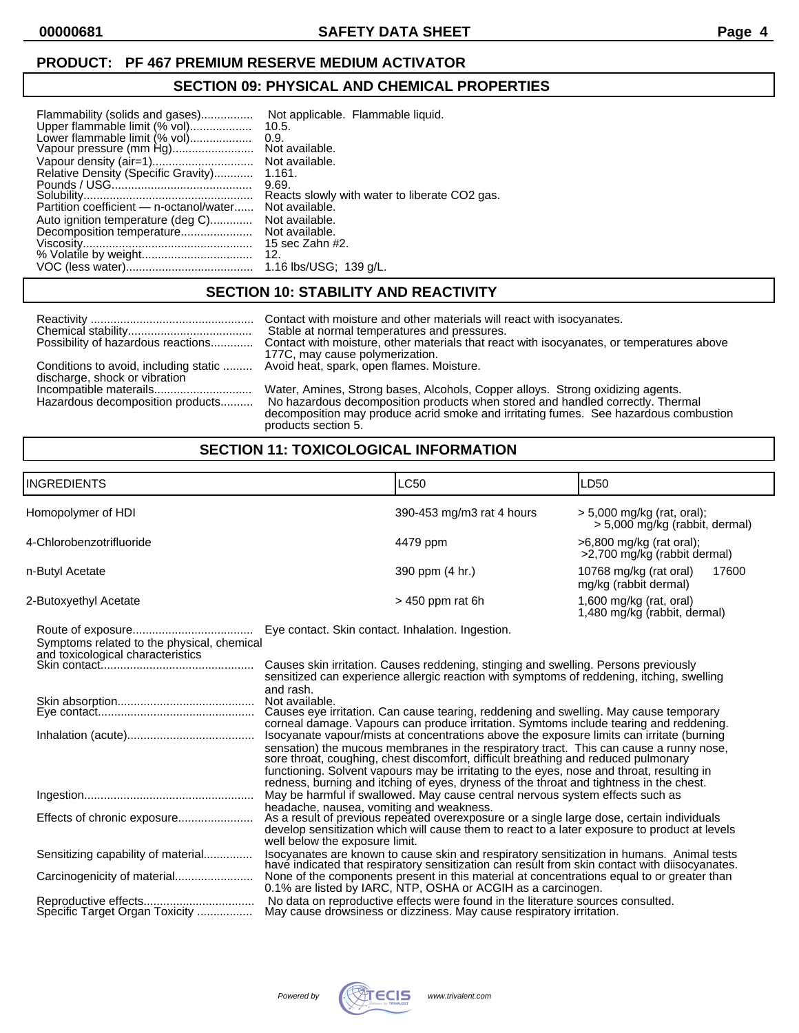**PRODUCT: PF 467 PREMIUM RESERVE MEDIUM ACTIVATOR**

## SECTION 09: PHYSICAL AND CHEMICAL PROPERTIES

| | |
|---|---|
| Flammability (solids and gases) | Not applicable. Flammable liquid. |
| Upper flammable limit (% vol) | 10.5. |
| Lower flammable limit (% vol) | 0.9. |
| Vapour pressure (mm Hg) | Not available. |
| Vapour density (air=1) | Not available. |
| Relative Density (Specific Gravity) | 1.161. |
| Pounds / USG | 9.69. |
| Solubility | Reacts slowly with water to liberate CO2 gas. |
| Partition coefficient — n-octanol/water | Not available. |
| Auto ignition temperature (deg C) | Not available. |
| Decomposition temperature | Not available. |
| Viscosity | 15 sec Zahn #2. |
| % Volatile by weight | 12. |
| VOC (less water) | 1.16 lbs/USG; 139 g/L. |

## SECTION 10: STABILITY AND REACTIVITY

| | |
|---|---|
| Reactivity | Contact with moisture and other materials will react with isocyanates. |
| Chemical stability | Stable at normal temperatures and pressures. |
| Possibility of hazardous reactions | Contact with moisture, other materials that react with isocyanates, or temperatures above 177C, may cause polymerization. |
| Conditions to avoid, including static discharge, shock or vibration | Avoid heat, spark, open flames. Moisture. |
| Incompatible materials | Water, Amines, Strong bases, Alcohols, Copper alloys. Strong oxidizing agents. |
| Hazardous decomposition products | No hazardous decomposition products when stored and handled correctly. Thermal decomposition may produce acrid smoke and irritating fumes. See hazardous combustion products section 5. |

## SECTION 11: TOXICOLOGICAL INFORMATION

| INGREDIENTS | LC50 | LD50 |
|---|---|---|
| Homopolymer of HDI | 390-453 mg/m3 rat 4 hours | > 5,000 mg/kg (rat, oral); > 5,000 mg/kg (rabbit, dermal) |
| 4-Chlorobenzotrifluoride | 4479 ppm | >6,800 mg/kg (rat oral); >2,700 mg/kg (rabbit dermal) |
| n-Butyl Acetate | 390 ppm (4 hr.) | 10768 mg/kg (rat oral) 17600 mg/kg (rabbit dermal) |
| 2-Butoxyethyl Acetate | > 450 ppm rat 6h | 1,600 mg/kg (rat, oral) 1,480 mg/kg (rabbit, dermal) |

| | |
|---|---|
| Route of exposure | Eye contact. Skin contact. Inhalation. Ingestion. |
| Symptoms related to the physical, chemical and toxicological characteristics | |
| Skin contact | Causes skin irritation. Causes reddening, stinging and swelling. Persons previously sensitized can experience allergic reaction with symptoms of reddening, itching, swelling and rash. |
| Skin absorption | Not available. |
| Eye contact | Causes eye irritation. Can cause tearing, reddening and swelling. May cause temporary corneal damage. Vapours can produce irritation. Symtoms include tearing and reddening. |
| Inhalation (acute) | Isocyanate vapour/mists at concentrations above the exposure limits can irritate (burning sensation) the mucous membranes in the respiratory tract. This can cause a runny nose, sore throat, coughing, chest discomfort, difficult breathing and reduced pulmonary functioning. Solvent vapours may be irritating to the eyes, nose and throat, resulting in redness, burning and itching of eyes, dryness of the throat and tightness in the chest. |
| Ingestion | May be harmful if swallowed. May cause central nervous system effects such as headache, nausea, vomiting and weakness. |
| Effects of chronic exposure | As a result of previous repeated overexposure or a single large dose, certain individuals develop sensitization which will cause them to react to a later exposure to product at levels well below the exposure limit. |
| Sensitizing capability of material | Isocyanates are known to cause skin and respiratory sensitization in humans. Animal tests have indicated that respiratory sensitization can result from skin contact with diisocyanates. |
| Carcinogenicity of material | None of the components present in this material at concentrations equal to or greater than 0.1% are listed by IARC, NTP, OSHA or ACGIH as a carcinogen. |
| Reproductive effects | No data on reproductive effects were found in the literature sources consulted. |
| Specific Target Organ Toxicity | May cause drowsiness or dizziness. May cause respiratory irritation. |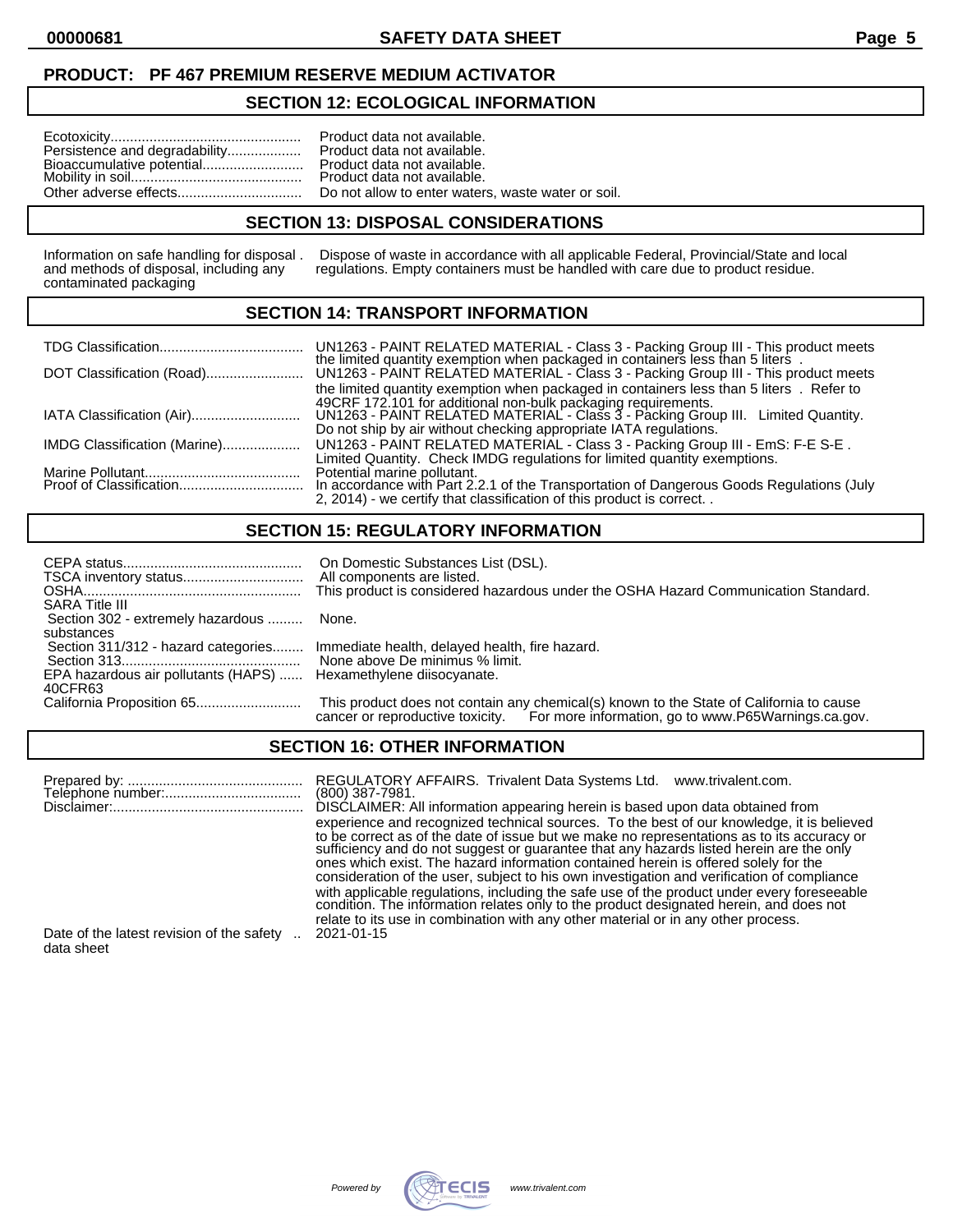**PRODUCT: PF 467 PREMIUM RESERVE MEDIUM ACTIVATOR**

## SECTION 12: ECOLOGICAL INFORMATION

| | |
|---|---|
| Ecotoxicity | Product data not available. |
| Persistence and degradability | Product data not available. |
| Bioaccumulative potential | Product data not available. |
| Mobility in soil | Product data not available. |
| Other adverse effects | Do not allow to enter waters, waste water or soil. |

## SECTION 13: DISPOSAL CONSIDERATIONS

| | |
|---|---|
| Information on safe handling for disposal and methods of disposal, including any contaminated packaging | Dispose of waste in accordance with all applicable Federal, Provincial/State and local regulations. Empty containers must be handled with care due to product residue. |

## SECTION 14: TRANSPORT INFORMATION

| | |
|---|---|
| TDG Classification | UN1263 - PAINT RELATED MATERIAL - Class 3 - Packing Group III - This product meets the limited quantity exemption when packaged in containers less than 5 liters . |
| DOT Classification (Road) | UN1263 - PAINT RELATED MATERIAL - Class 3 - Packing Group III - This product meets the limited quantity exemption when packaged in containers less than 5 liters . Refer to 49CFR 172.101 for additional non-bulk packaging requirements. |
| IATA Classification (Air) | UN1263 - PAINT RELATED MATERIAL - Class 3 - Packing Group III. Limited Quantity. Do not ship by air without checking appropriate IATA regulations. |
| IMDG Classification (Marine) | UN1263 - PAINT RELATED MATERIAL - Class 3 - Packing Group III - EmS: F-E S-E . Limited Quantity. Check IMDG regulations for limited quantity exemptions. |
| Marine Pollutant | Potential marine pollutant. |
| Proof of Classification | In accordance with Part 2.2.1 of the Transportation of Dangerous Goods Regulations (July 2, 2014) - we certify that classification of this product is correct. . |

## SECTION 15: REGULATORY INFORMATION

| | |
|---|---|
| CEPA status | On Domestic Substances List (DSL). |
| TSCA inventory status | All components are listed. |
| OSHA | This product is considered hazardous under the OSHA Hazard Communication Standard. |
| SARA Title III | |
| Section 302 - extremely hazardous substances | None. |
| Section 311/312 - hazard categories | Immediate health, delayed health, fire hazard. |
| Section 313 | None above De minimus % limit. |
| EPA hazardous air pollutants (HAPS) 40CFR63 | Hexamethylene diisocyanate. |
| California Proposition 65 | This product does not contain any chemical(s) known to the State of California to cause cancer or reproductive toxicity. For more information, go to www.P65Warnings.ca.gov. |

## SECTION 16: OTHER INFORMATION

| | |
|---|---|
| Prepared by: | REGULATORY AFFAIRS. Trivalent Data Systems Ltd. www.trivalent.com. |
| Telephone number: | (800) 387-7981. |
| Disclaimer: | DISCLAIMER: All information appearing herein is based upon data obtained from experience and recognized technical sources. To the best of our knowledge, it is believed to be correct as of the date of issue but we make no representations as to its accuracy or sufficiency and do not suggest or guarantee that any hazards listed herein are the only ones which exist. The hazard information contained herein is offered solely for the consideration of the user, subject to his own investigation and verification of compliance with applicable regulations, including the safe use of the product under every foreseeable condition. The information relates only to the product designated herein, and does not relate to its use in combination with any other material or in any other process. |
| Date of the latest revision of the safety data sheet | 2021-01-15 |